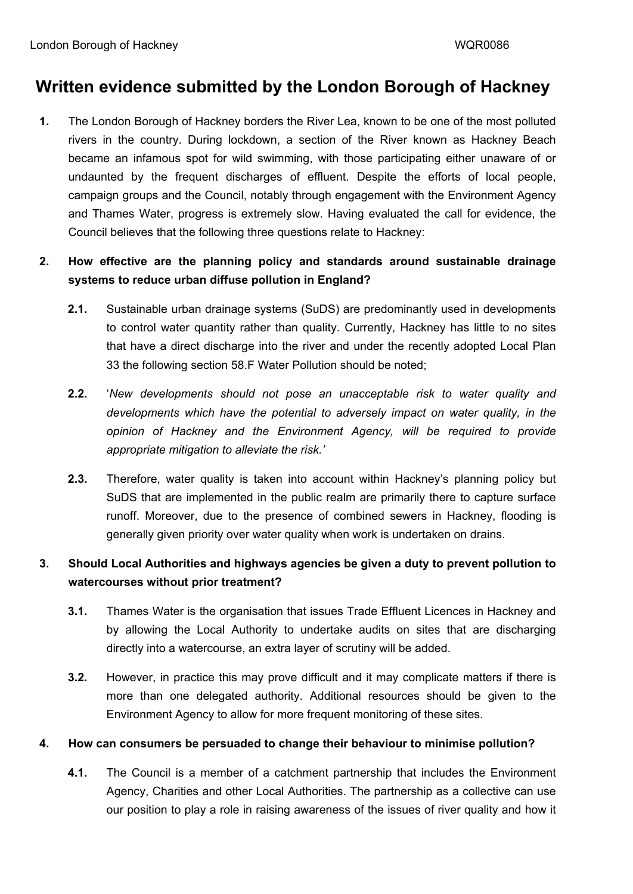# Written evidence submitted by the London Borough of Hackney

**1.** The London Borough of Hackney borders the River Lea, known to be one of the most polluted rivers in the country. During lockdown, a section of the River known as Hackney Beach became an infamous spot for wild swimming, with those participating either unaware of or undaunted by the frequent discharges of effluent. Despite the efforts of local people, campaign groups and the Council, notably through engagement with the Environment Agency and Thames Water, progress is extremely slow. Having evaluated the call for evidence, the Council believes that the following three questions relate to Hackney:

**2. How effective are the planning policy and standards around sustainable drainage systems to reduce urban diffuse pollution in England?**

**2.1.** Sustainable urban drainage systems (SuDS) are predominantly used in developments to control water quantity rather than quality. Currently, Hackney has little to no sites that have a direct discharge into the river and under the recently adopted Local Plan 33 the following section 58.F Water Pollution should be noted;

**2.2.** '*New developments should not pose an unacceptable risk to water quality and developments which have the potential to adversely impact on water quality, in the opinion of Hackney and the Environment Agency, will be required to provide appropriate mitigation to alleviate the risk.*'

**2.3.** Therefore, water quality is taken into account within Hackney's planning policy but SuDS that are implemented in the public realm are primarily there to capture surface runoff. Moreover, due to the presence of combined sewers in Hackney, flooding is generally given priority over water quality when work is undertaken on drains.

**3. Should Local Authorities and highways agencies be given a duty to prevent pollution to watercourses without prior treatment?**

**3.1.** Thames Water is the organisation that issues Trade Effluent Licences in Hackney and by allowing the Local Authority to undertake audits on sites that are discharging directly into a watercourse, an extra layer of scrutiny will be added.

**3.2.** However, in practice this may prove difficult and it may complicate matters if there is more than one delegated authority. Additional resources should be given to the Environment Agency to allow for more frequent monitoring of these sites.

**4. How can consumers be persuaded to change their behaviour to minimise pollution?**

**4.1.** The Council is a member of a catchment partnership that includes the Environment Agency, Charities and other Local Authorities. The partnership as a collective can use our position to play a role in raising awareness of the issues of river quality and how it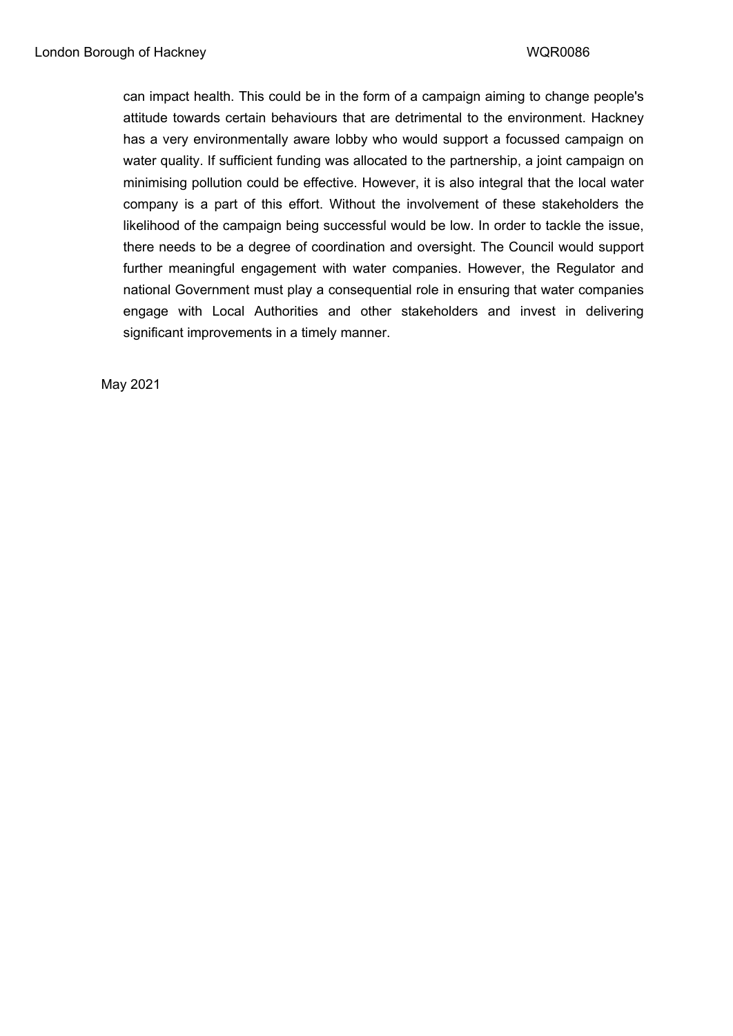can impact health. This could be in the form of a campaign aiming to change people's attitude towards certain behaviours that are detrimental to the environment. Hackney has a very environmentally aware lobby who would support a focussed campaign on water quality. If sufficient funding was allocated to the partnership, a joint campaign on minimising pollution could be effective. However, it is also integral that the local water company is a part of this effort. Without the involvement of these stakeholders the likelihood of the campaign being successful would be low. In order to tackle the issue, there needs to be a degree of coordination and oversight. The Council would support further meaningful engagement with water companies. However, the Regulator and national Government must play a consequential role in ensuring that water companies engage with Local Authorities and other stakeholders and invest in delivering significant improvements in a timely manner.

May 2021